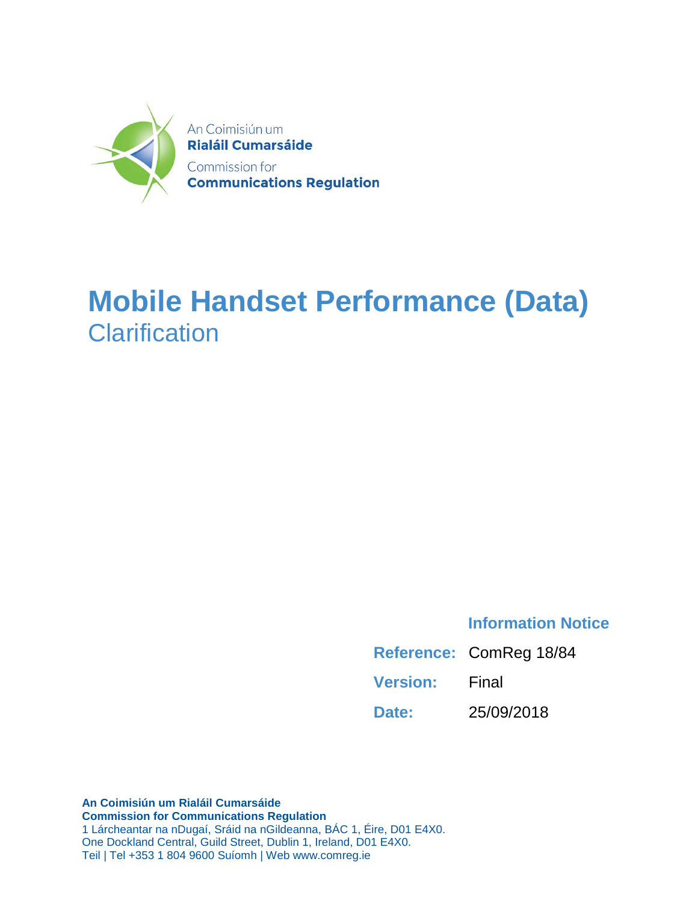An Coimisiún um
**Rialáil Cumarsáide**
Commission for
**Communications Regulation**

# Mobile Handset Performance (Data)

## Clarification

**Information Notice**

| | |
|---|---|
| **Reference:** | ComReg 18/84 |
| **Version:** | Final |
| **Date:** | 25/09/2018 |

**An Coimisiún um Rialáil Cumarsáide**
**Commission for Communications Regulation**
1 Lárcheantar na nDugaí, Sráid na nGildeanna, BÁC 1, Éire, D01 E4X0.
One Dockland Central, Guild Street, Dublin 1, Ireland, D01 E4X0.
Teil | Tel +353 1 804 9600 Suíomh | Web www.comreg.ie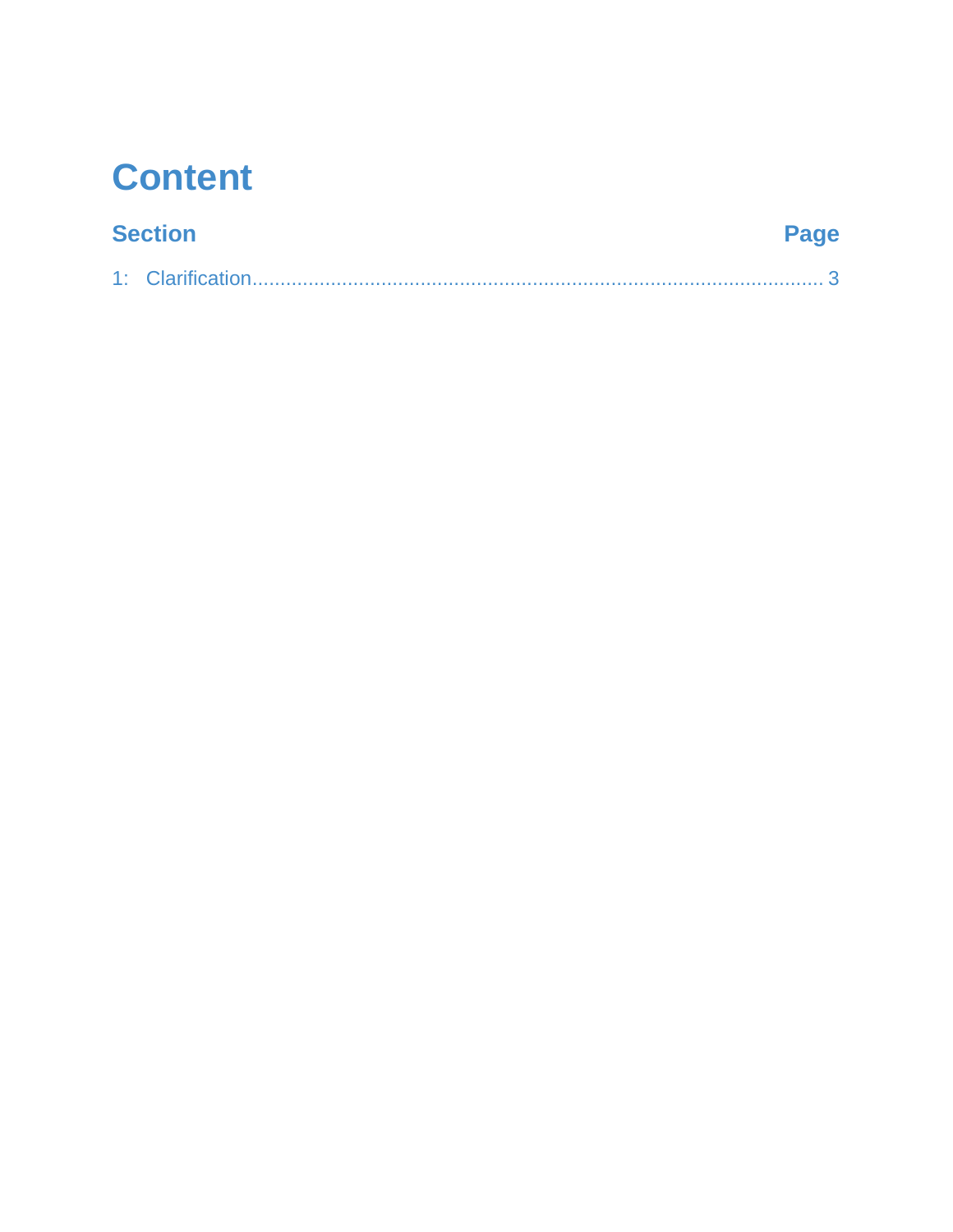# Content

| Section | Page |
| --- | --- |
| 1: Clarification | 3 |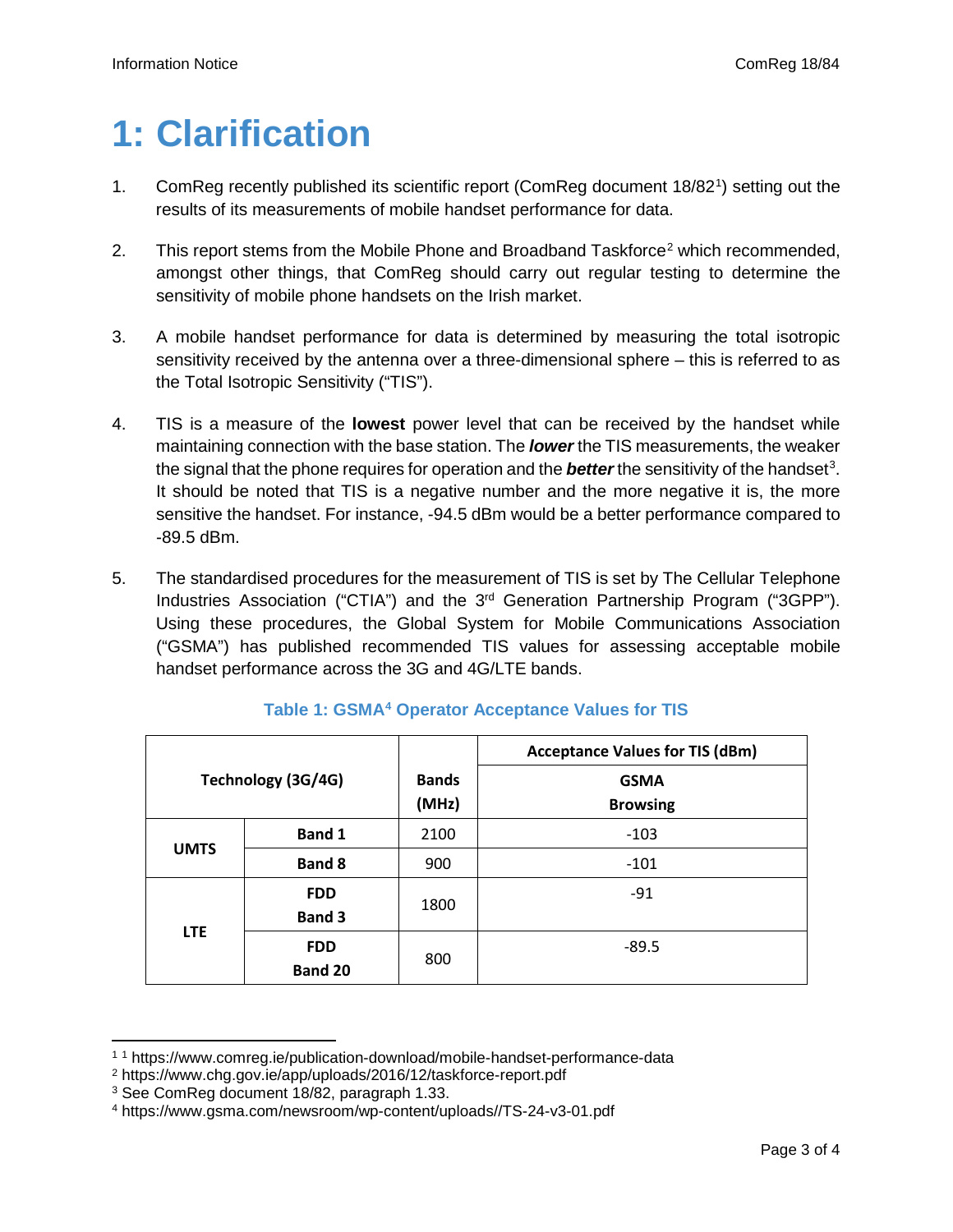# 1: Clarification

1. ComReg recently published its scientific report (ComReg document 18/82[1]) setting out the results of its measurements of mobile handset performance for data.

2. This report stems from the Mobile Phone and Broadband Taskforce[2] which recommended, amongst other things, that ComReg should carry out regular testing to determine the sensitivity of mobile phone handsets on the Irish market.

3. A mobile handset performance for data is determined by measuring the total isotropic sensitivity received by the antenna over a three-dimensional sphere – this is referred to as the Total Isotropic Sensitivity ("TIS").

4. TIS is a measure of the **lowest** power level that can be received by the handset while maintaining connection with the base station. The ***lower*** the TIS measurements, the weaker the signal that the phone requires for operation and the ***better*** the sensitivity of the handset[3]. It should be noted that TIS is a negative number and the more negative it is, the more sensitive the handset. For instance, -94.5 dBm would be a better performance compared to -89.5 dBm.

5. The standardised procedures for the measurement of TIS is set by The Cellular Telephone Industries Association ("CTIA") and the 3rd Generation Partnership Program ("3GPP"). Using these procedures, the Global System for Mobile Communications Association ("GSMA") has published recommended TIS values for assessing acceptable mobile handset performance across the 3G and 4G/LTE bands.

**Table 1: GSMA[4] Operator Acceptance Values for TIS**

| Technology (3G/4G) | | Bands (MHz) | Acceptance Values for TIS (dBm) |
|---|---|---|---|
| | | | GSMA Browsing |
| UMTS | Band 1 | 2100 | -103 |
| | Band 8 | 900 | -101 |
| LTE | FDD Band 3 | 1800 | -91 |
| | FDD Band 20 | 800 | -89.5 |

[1] https://www.comreg.ie/publication-download/mobile-handset-performance-data

[2] https://www.chg.gov.ie/app/uploads/2016/12/taskforce-report.pdf

[3] See ComReg document 18/82, paragraph 1.33.

[4] https://www.gsma.com/newsroom/wp-content/uploads//TS-24-v3-01.pdf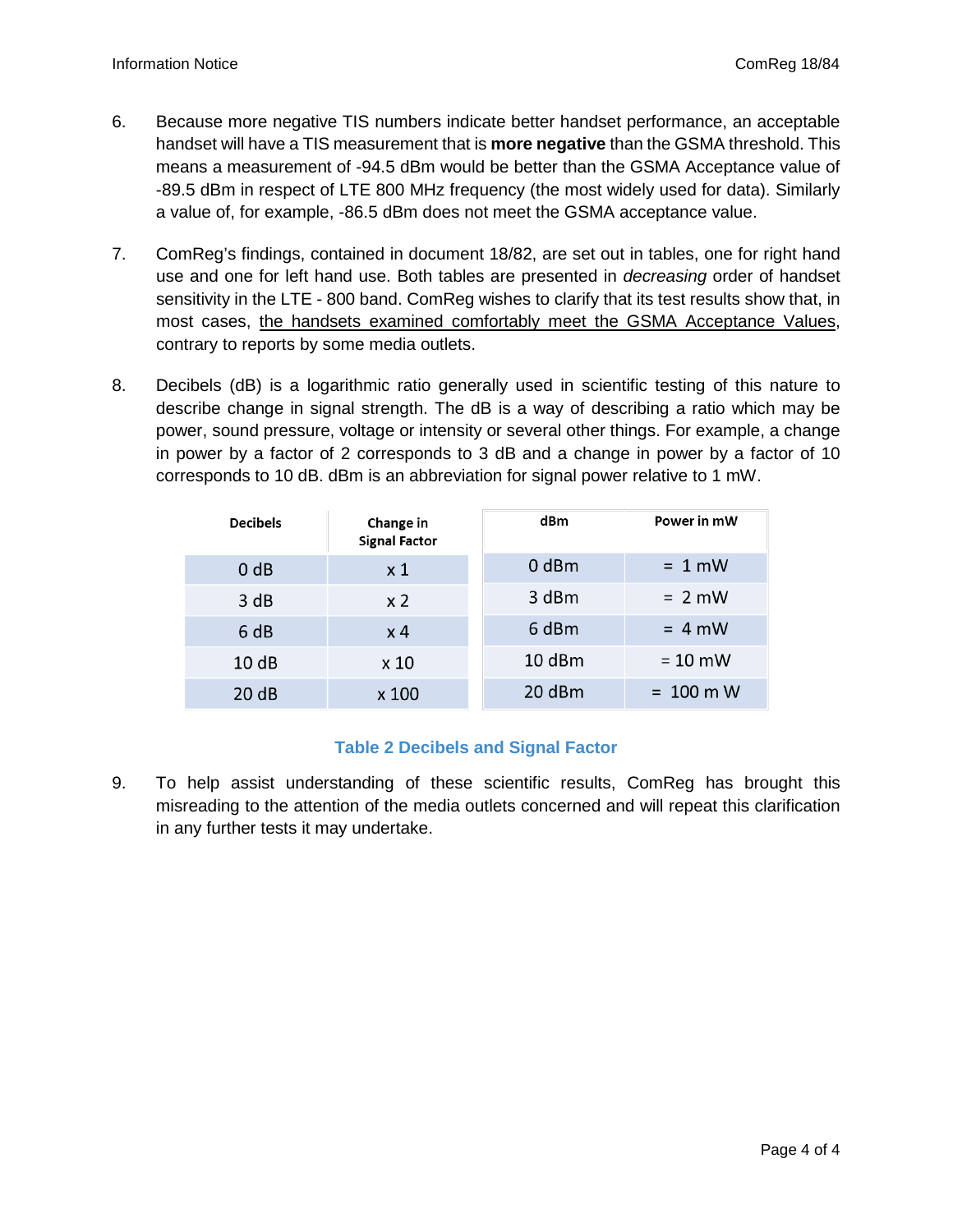6. Because more negative TIS numbers indicate better handset performance, an acceptable handset will have a TIS measurement that is **more negative** than the GSMA threshold. This means a measurement of -94.5 dBm would be better than the GSMA Acceptance value of -89.5 dBm in respect of LTE 800 MHz frequency (the most widely used for data). Similarly a value of, for example, -86.5 dBm does not meet the GSMA acceptance value.

7. ComReg's findings, contained in document 18/82, are set out in tables, one for right hand use and one for left hand use. Both tables are presented in *decreasing* order of handset sensitivity in the LTE - 800 band. ComReg wishes to clarify that its test results show that, in most cases, the handsets examined comfortably meet the GSMA Acceptance Values, contrary to reports by some media outlets.

8. Decibels (dB) is a logarithmic ratio generally used in scientific testing of this nature to describe change in signal strength. The dB is a way of describing a ratio which may be power, sound pressure, voltage or intensity or several other things. For example, a change in power by a factor of 2 corresponds to 3 dB and a change in power by a factor of 10 corresponds to 10 dB. dBm is an abbreviation for signal power relative to 1 mW.

| Decibels | Change in Signal Factor | dBm | Power in mW |
|---|---|---|---|
| 0 dB | x 1 | 0 dBm | = 1 mW |
| 3 dB | x 2 | 3 dBm | = 2 mW |
| 6 dB | x 4 | 6 dBm | = 4 mW |
| 10 dB | x 10 | 10 dBm | = 10 mW |
| 20 dB | x 100 | 20 dBm | = 100 m W |

**Table 2 Decibels and Signal Factor**

9. To help assist understanding of these scientific results, ComReg has brought this misreading to the attention of the media outlets concerned and will repeat this clarification in any further tests it may undertake.